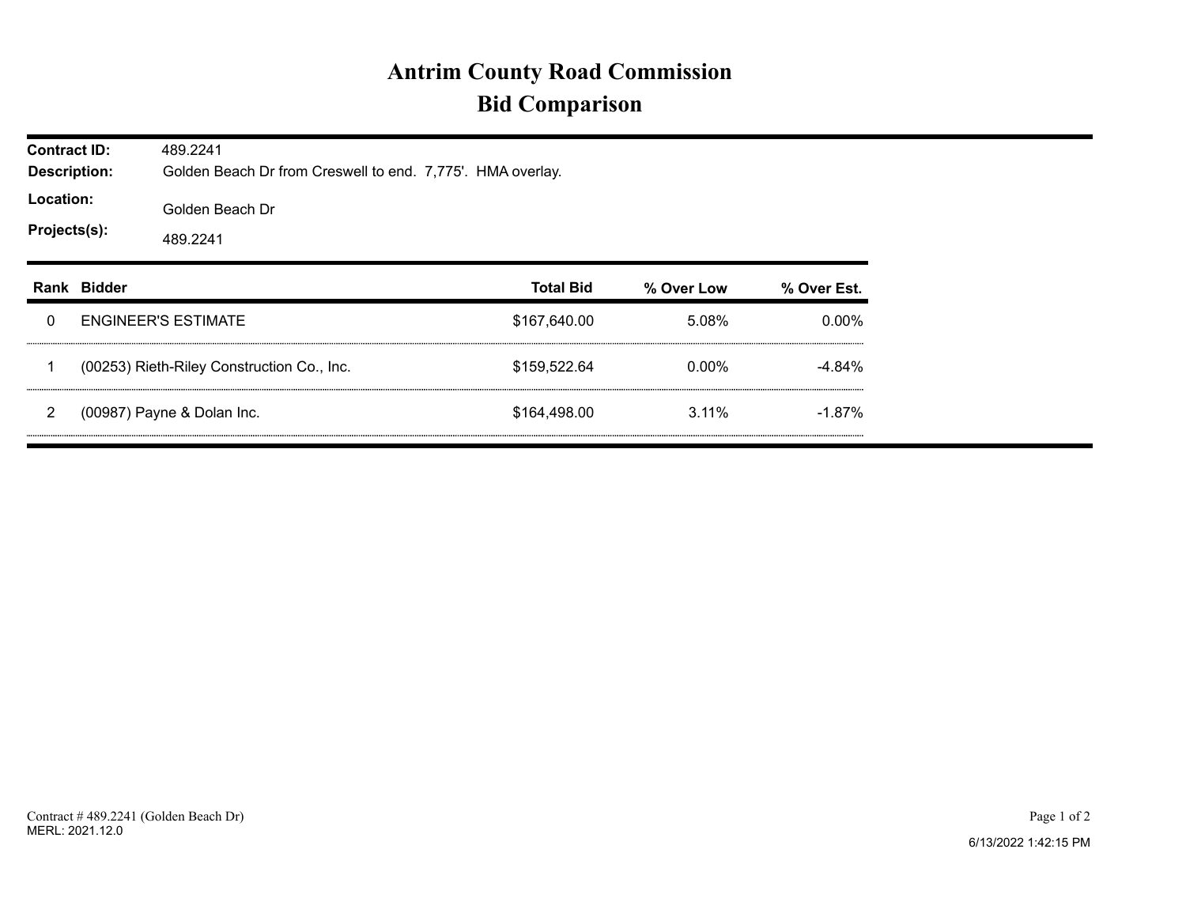# Antrim County Road Commission
## Bid Comparison

**Contract ID:** 489.2241
**Description:** Golden Beach Dr from Creswell to end. 7,775'. HMA overlay.
**Location:** Golden Beach Dr
**Projects(s):** 489.2241

| Rank | Bidder | Total Bid | % Over Low | % Over Est. |
|---|---|---|---|---|
| 0 | ENGINEER'S ESTIMATE | $167,640.00 | 5.08% | 0.00% |
| 1 | (00253) Rieth-Riley Construction Co., Inc. | $159,522.64 | 0.00% | -4.84% |
| 2 | (00987) Payne & Dolan Inc. | $164,498.00 | 3.11% | -1.87% |

Contract # 489.2241 (Golden Beach Dr)
MERL: 2021.12.0

6/13/2022 1:42:15 PM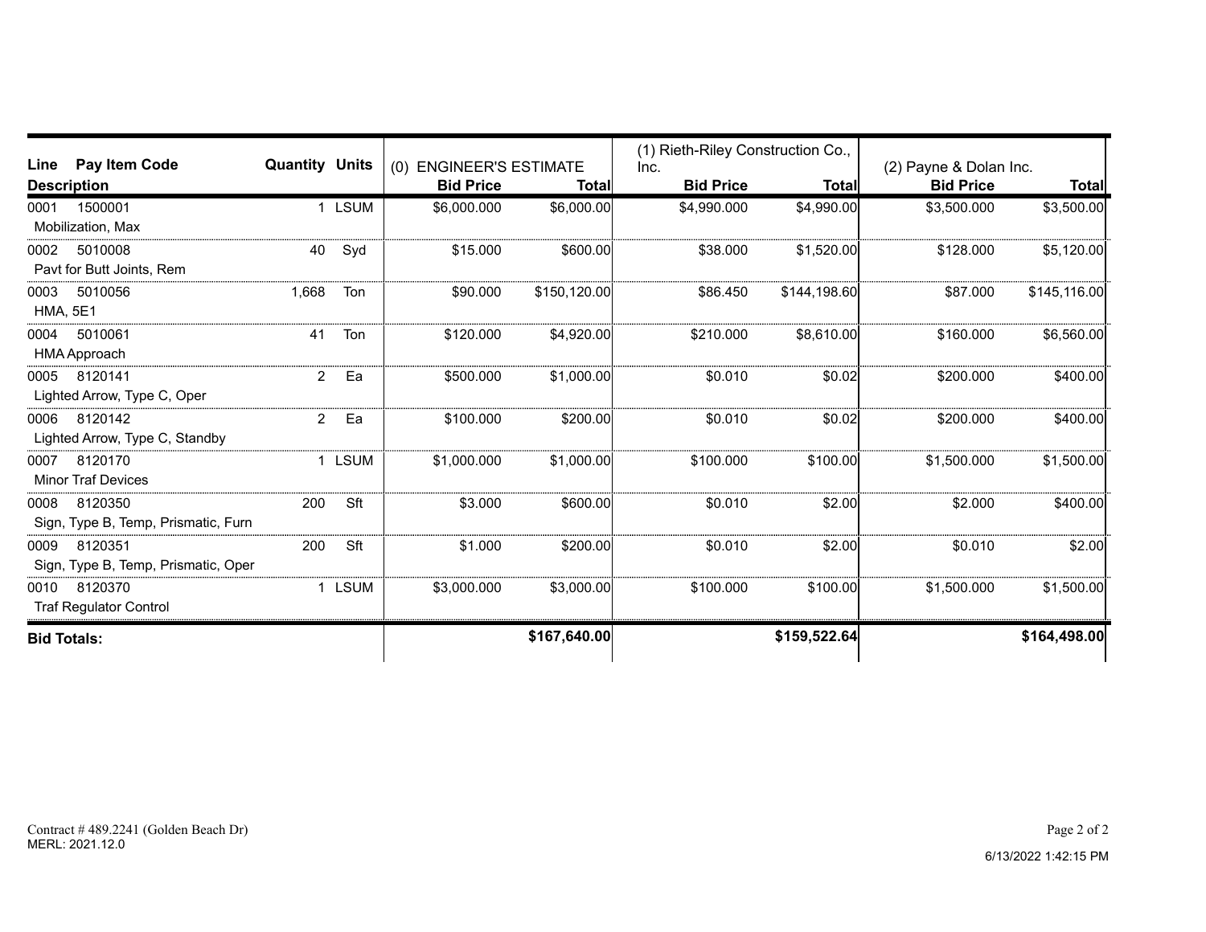| Line | Pay Item Code<br>Description | Quantity | Units | (0) ENGINEER'S ESTIMATE<br>Bid Price | Total | (1) Rieth-Riley Construction Co., Inc.<br>Bid Price | Total | (2) Payne & Dolan Inc.<br>Bid Price | Total |
|---|---|---|---|---|---|---|---|---|---|
| 0001 | 1500001<br>Mobilization, Max | 1 | LSUM | $6,000.000 | $6,000.00 | $4,990.000 | $4,990.00 | $3,500.000 | $3,500.00 |
| 0002 | 5010008<br>Pavt for Butt Joints, Rem | 40 | Syd | $15.000 | $600.00 | $38.000 | $1,520.00 | $128.000 | $5,120.00 |
| 0003 | 5010056<br>HMA, 5E1 | 1,668 | Ton | $90.000 | $150,120.00 | $86.450 | $144,198.60 | $87.000 | $145,116.00 |
| 0004 | 5010061<br>HMA Approach | 41 | Ton | $120.000 | $4,920.00 | $210.000 | $8,610.00 | $160.000 | $6,560.00 |
| 0005 | 8120141<br>Lighted Arrow, Type C, Oper | 2 | Ea | $500.000 | $1,000.00 | $0.010 | $0.02 | $200.000 | $400.00 |
| 0006 | 8120142<br>Lighted Arrow, Type C, Standby | 2 | Ea | $100.000 | $200.00 | $0.010 | $0.02 | $200.000 | $400.00 |
| 0007 | 8120170<br>Minor Traf Devices | 1 | LSUM | $1,000.000 | $1,000.00 | $100.000 | $100.00 | $1,500.000 | $1,500.00 |
| 0008 | 8120350<br>Sign, Type B, Temp, Prismatic, Furn | 200 | Sft | $3.000 | $600.00 | $0.010 | $2.00 | $2.000 | $400.00 |
| 0009 | 8120351<br>Sign, Type B, Temp, Prismatic, Oper | 200 | Sft | $1.000 | $200.00 | $0.010 | $2.00 | $0.010 | $2.00 |
| 0010 | 8120370<br>Traf Regulator Control | 1 | LSUM | $3,000.000 | $3,000.00 | $100.000 | $100.00 | $1,500.000 | $1,500.00 |
| **Bid Totals:** | | | | | **$167,640.00** | | **$159,522.64** | | **$164,498.00** |

Contract # 489.2241 (Golden Beach Dr)
MERL: 2021.12.0

6/13/2022 1:42:15 PM